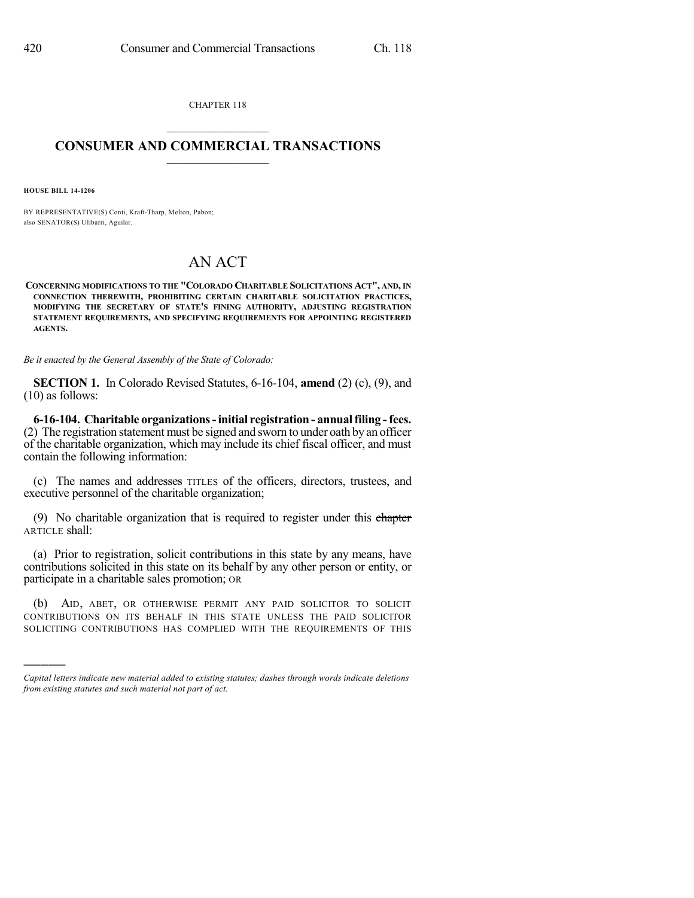CHAPTER 118

# CONSUMER AND COMMERCIAL TRANSACTIONS

**HOUSE BILL 14-1206**

BY REPRESENTATIVE(S) Conti, Kraft-Tharp, Melton, Pabon; also SENATOR(S) Ulibarri, Aguilar.

# AN ACT

**CONCERNING MODIFICATIONS TO THE "COLORADO CHARITABLE SOLICITATIONS ACT", AND, IN CONNECTION THEREWITH, PROHIBITING CERTAIN CHARITABLE SOLICITATION PRACTICES, MODIFYING THE SECRETARY OF STATE'S FINING AUTHORITY, ADJUSTING REGISTRATION STATEMENT REQUIREMENTS, AND SPECIFYING REQUIREMENTS FOR APPOINTING REGISTERED AGENTS.**

*Be it enacted by the General Assembly of the State of Colorado:*

**SECTION 1.** In Colorado Revised Statutes, 6-16-104, **amend** (2) (c), (9), and (10) as follows:

**6-16-104. Charitable organizations - initial registration - annual filing - fees.** (2) The registration statement must be signed and sworn to under oath by an officer of the charitable organization, which may include its chief fiscal officer, and must contain the following information:

(c) The names and ~~addresses~~ TITLES of the officers, directors, trustees, and executive personnel of the charitable organization;

(9) No charitable organization that is required to register under this ~~chapter~~ ARTICLE shall:

(a) Prior to registration, solicit contributions in this state by any means, have contributions solicited in this state on its behalf by any other person or entity, or participate in a charitable sales promotion; OR

(b) AID, ABET, OR OTHERWISE PERMIT ANY PAID SOLICITOR TO SOLICIT CONTRIBUTIONS ON ITS BEHALF IN THIS STATE UNLESS THE PAID SOLICITOR SOLICITING CONTRIBUTIONS HAS COMPLIED WITH THE REQUIREMENTS OF THIS

*Capital letters indicate new material added to existing statutes; dashes through words indicate deletions from existing statutes and such material not part of act.*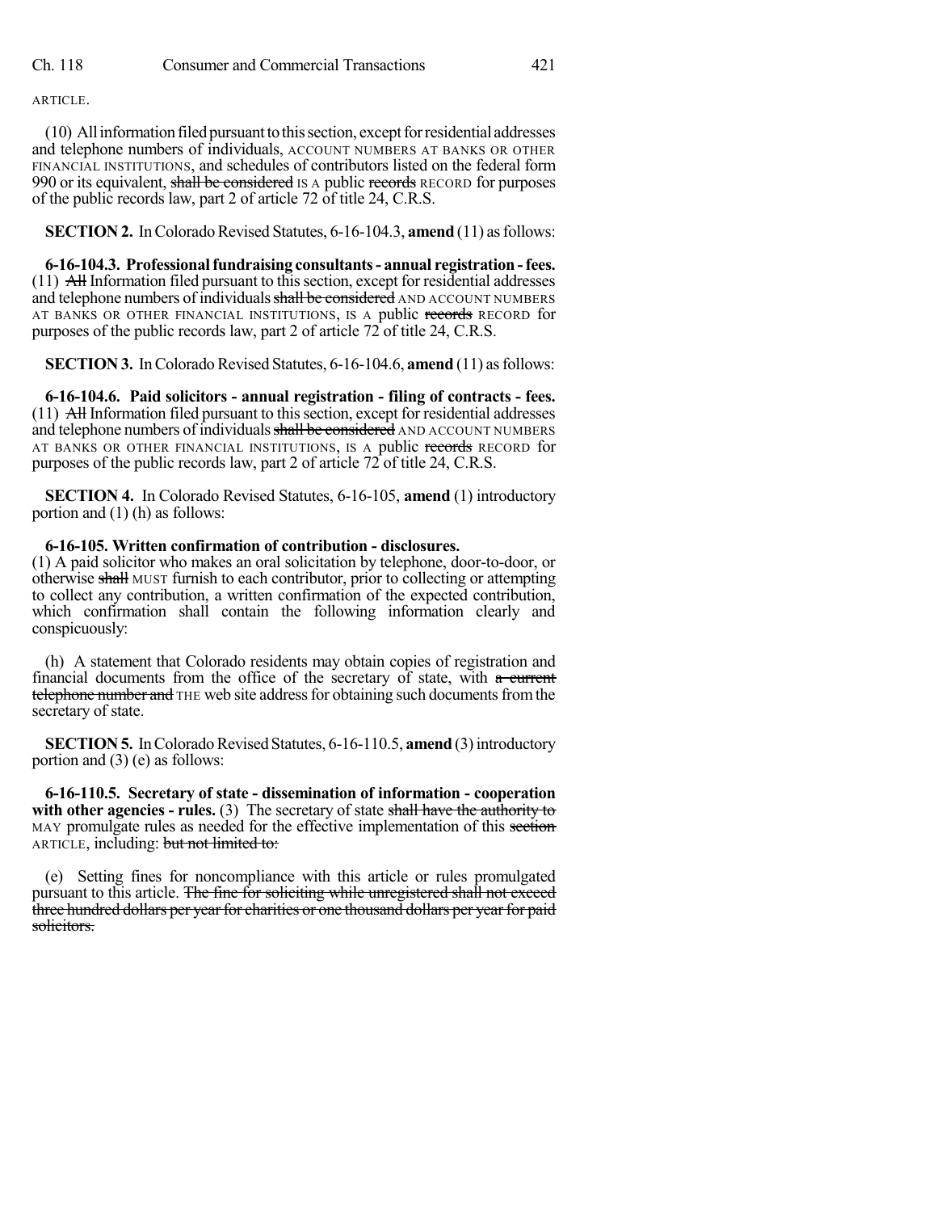ARTICLE.

(10) All information filed pursuant to this section, except for residential addresses and telephone numbers of individuals, ACCOUNT NUMBERS AT BANKS OR OTHER FINANCIAL INSTITUTIONS, and schedules of contributors listed on the federal form 990 or its equivalent, ~~shall be considered~~ IS A public ~~records~~ RECORD for purposes of the public records law, part 2 of article 72 of title 24, C.R.S.

**SECTION 2.** In Colorado Revised Statutes, 6-16-104.3, **amend** (11) as follows:

**6-16-104.3. Professional fundraising consultants - annual registration - fees.** (11) ~~All~~ Information filed pursuant to this section, except for residential addresses and telephone numbers of individuals ~~shall be considered~~ AND ACCOUNT NUMBERS AT BANKS OR OTHER FINANCIAL INSTITUTIONS, IS A public ~~records~~ RECORD for purposes of the public records law, part 2 of article 72 of title 24, C.R.S.

**SECTION 3.** In Colorado Revised Statutes, 6-16-104.6, **amend** (11) as follows:

**6-16-104.6. Paid solicitors - annual registration - filing of contracts - fees.** (11) ~~All~~ Information filed pursuant to this section, except for residential addresses and telephone numbers of individuals ~~shall be considered~~ AND ACCOUNT NUMBERS AT BANKS OR OTHER FINANCIAL INSTITUTIONS, IS A public ~~records~~ RECORD for purposes of the public records law, part 2 of article 72 of title 24, C.R.S.

**SECTION 4.** In Colorado Revised Statutes, 6-16-105, **amend** (1) introductory portion and (1) (h) as follows:

**6-16-105. Written confirmation of contribution - disclosures.**
(1) A paid solicitor who makes an oral solicitation by telephone, door-to-door, or otherwise ~~shall~~ MUST furnish to each contributor, prior to collecting or attempting to collect any contribution, a written confirmation of the expected contribution, which confirmation shall contain the following information clearly and conspicuously:

(h) A statement that Colorado residents may obtain copies of registration and financial documents from the office of the secretary of state, with ~~a current telephone number and~~ THE web site address for obtaining such documents from the secretary of state.

**SECTION 5.** In Colorado Revised Statutes, 6-16-110.5, **amend** (3) introductory portion and (3) (e) as follows:

**6-16-110.5. Secretary of state - dissemination of information - cooperation with other agencies - rules.** (3) The secretary of state ~~shall have the authority to~~ MAY promulgate rules as needed for the effective implementation of this ~~section~~ ARTICLE, including: ~~but not limited to:~~

(e) Setting fines for noncompliance with this article or rules promulgated pursuant to this article. ~~The fine for soliciting while unregistered shall not exceed three hundred dollars per year for charities or one thousand dollars per year for paid solicitors.~~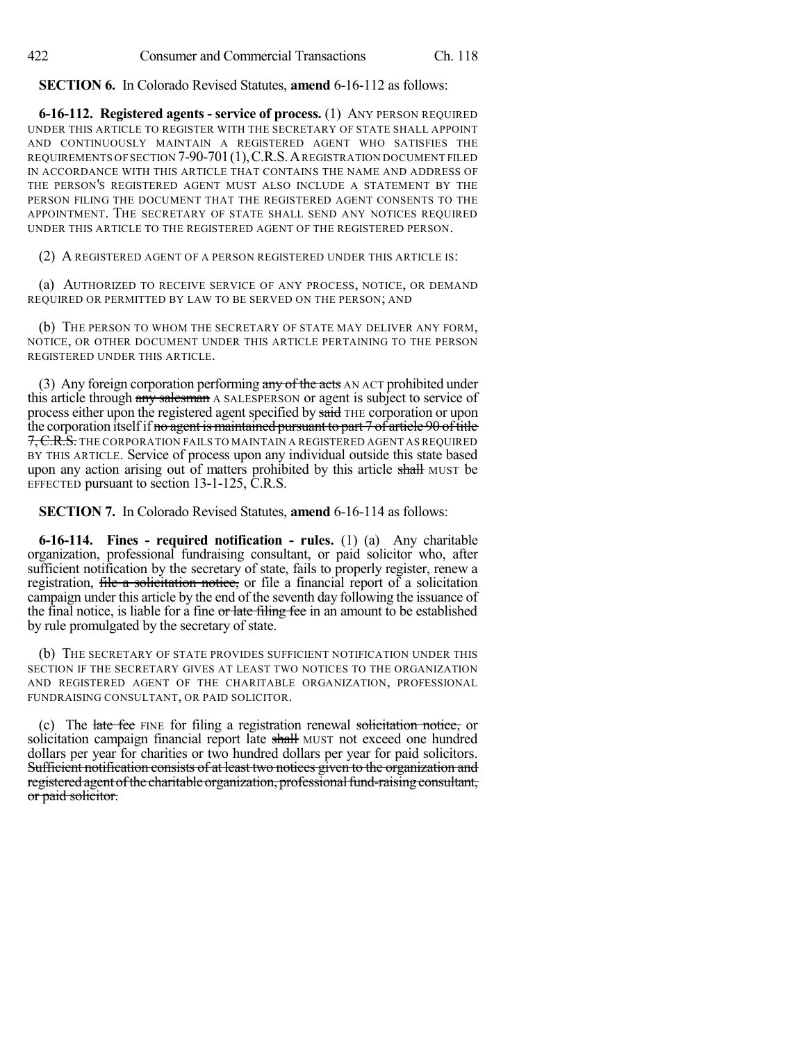**SECTION 6.** In Colorado Revised Statutes, **amend** 6-16-112 as follows:

**6-16-112. Registered agents - service of process.** (1) ANY PERSON REQUIRED UNDER THIS ARTICLE TO REGISTER WITH THE SECRETARY OF STATE SHALL APPOINT AND CONTINUOUSLY MAINTAIN A REGISTERED AGENT WHO SATISFIES THE REQUIREMENTS OF SECTION 7-90-701 (1), C.R.S. A REGISTRATION DOCUMENT FILED IN ACCORDANCE WITH THIS ARTICLE THAT CONTAINS THE NAME AND ADDRESS OF THE PERSON'S REGISTERED AGENT MUST ALSO INCLUDE A STATEMENT BY THE PERSON FILING THE DOCUMENT THAT THE REGISTERED AGENT CONSENTS TO THE APPOINTMENT. THE SECRETARY OF STATE SHALL SEND ANY NOTICES REQUIRED UNDER THIS ARTICLE TO THE REGISTERED AGENT OF THE REGISTERED PERSON.

(2) A REGISTERED AGENT OF A PERSON REGISTERED UNDER THIS ARTICLE IS:

(a) AUTHORIZED TO RECEIVE SERVICE OF ANY PROCESS, NOTICE, OR DEMAND REQUIRED OR PERMITTED BY LAW TO BE SERVED ON THE PERSON; AND

(b) THE PERSON TO WHOM THE SECRETARY OF STATE MAY DELIVER ANY FORM, NOTICE, OR OTHER DOCUMENT UNDER THIS ARTICLE PERTAINING TO THE PERSON REGISTERED UNDER THIS ARTICLE.

(3) Any foreign corporation performing ~~any of the acts~~ AN ACT prohibited under this article through ~~any salesman~~ A SALESPERSON or agent is subject to service of process either upon the registered agent specified by ~~said~~ THE corporation or upon the corporation itself if ~~no agent is maintained pursuant to part 7 of article 90 of title 7, C.R.S.~~ THE CORPORATION FAILS TO MAINTAIN A REGISTERED AGENT AS REQUIRED BY THIS ARTICLE. Service of process upon any individual outside this state based upon any action arising out of matters prohibited by this article ~~shall~~ MUST be EFFECTED pursuant to section 13-1-125, C.R.S.

**SECTION 7.** In Colorado Revised Statutes, **amend** 6-16-114 as follows:

**6-16-114. Fines - required notification - rules.** (1) (a) Any charitable organization, professional fundraising consultant, or paid solicitor who, after sufficient notification by the secretary of state, fails to properly register, renew a registration, ~~file a solicitation notice,~~ or file a financial report of a solicitation campaign under this article by the end of the seventh day following the issuance of the final notice, is liable for a fine ~~or late filing fee~~ in an amount to be established by rule promulgated by the secretary of state.

(b) THE SECRETARY OF STATE PROVIDES SUFFICIENT NOTIFICATION UNDER THIS SECTION IF THE SECRETARY GIVES AT LEAST TWO NOTICES TO THE ORGANIZATION AND REGISTERED AGENT OF THE CHARITABLE ORGANIZATION, PROFESSIONAL FUNDRAISING CONSULTANT, OR PAID SOLICITOR.

(c) The ~~late fee~~ FINE for filing a registration renewal ~~solicitation notice,~~ or solicitation campaign financial report late ~~shall~~ MUST not exceed one hundred dollars per year for charities or two hundred dollars per year for paid solicitors. ~~Sufficient notification consists of at least two notices given to the organization and registered agent of the charitable organization, professional fund-raising consultant, or paid solicitor.~~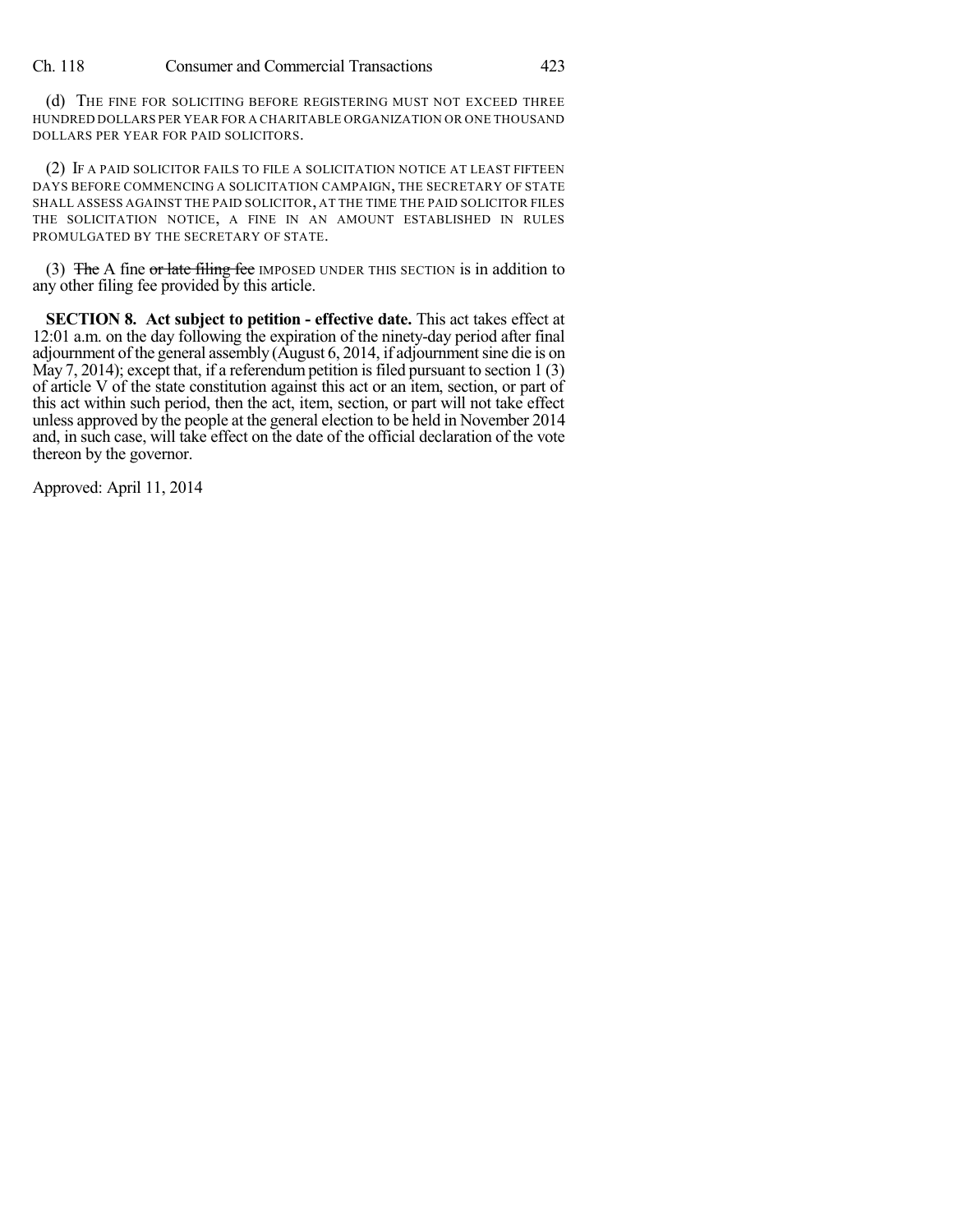(d) THE FINE FOR SOLICITING BEFORE REGISTERING MUST NOT EXCEED THREE HUNDRED DOLLARS PER YEAR FOR A CHARITABLE ORGANIZATION OR ONE THOUSAND DOLLARS PER YEAR FOR PAID SOLICITORS.

(2) IF A PAID SOLICITOR FAILS TO FILE A SOLICITATION NOTICE AT LEAST FIFTEEN DAYS BEFORE COMMENCING A SOLICITATION CAMPAIGN, THE SECRETARY OF STATE SHALL ASSESS AGAINST THE PAID SOLICITOR, AT THE TIME THE PAID SOLICITOR FILES THE SOLICITATION NOTICE, A FINE IN AN AMOUNT ESTABLISHED IN RULES PROMULGATED BY THE SECRETARY OF STATE.

(3) ~~The~~ A fine ~~or late filing fee~~ IMPOSED UNDER THIS SECTION is in addition to any other filing fee provided by this article.

**SECTION 8. Act subject to petition - effective date.** This act takes effect at 12:01 a.m. on the day following the expiration of the ninety-day period after final adjournment of the general assembly (August 6, 2014, if adjournment sine die is on May 7, 2014); except that, if a referendum petition is filed pursuant to section 1 (3) of article V of the state constitution against this act or an item, section, or part of this act within such period, then the act, item, section, or part will not take effect unless approved by the people at the general election to be held in November 2014 and, in such case, will take effect on the date of the official declaration of the vote thereon by the governor.

Approved: April 11, 2014